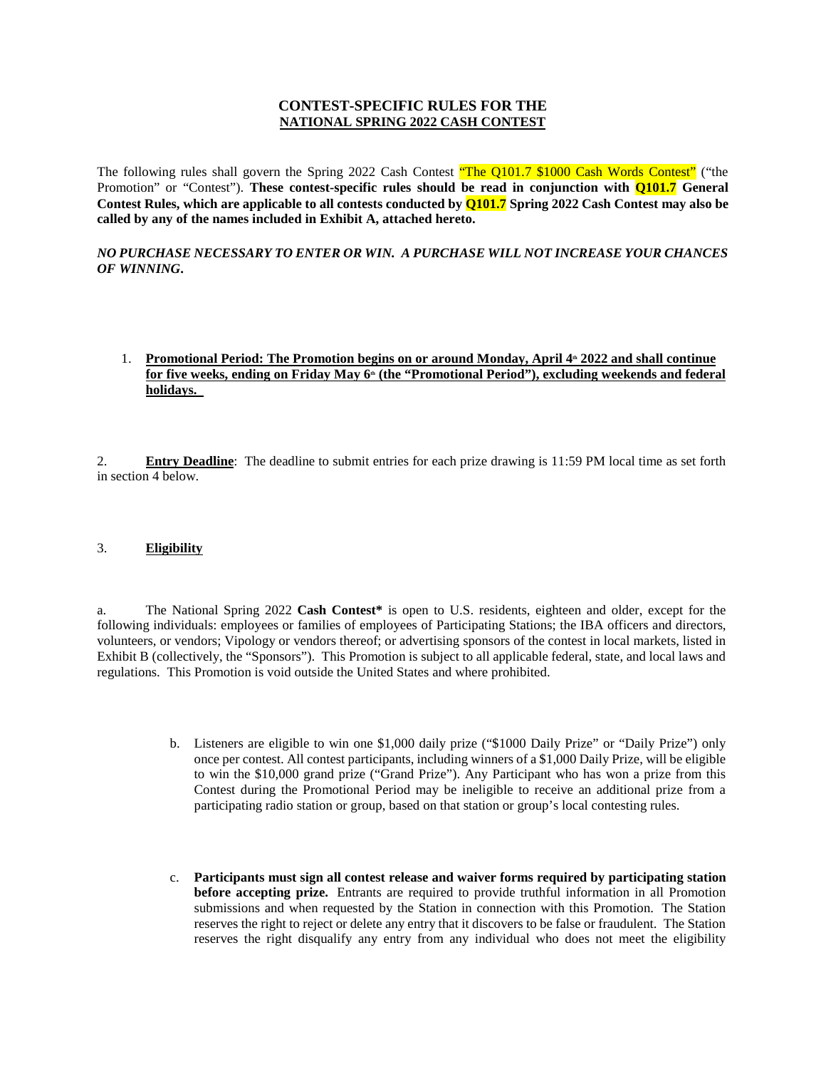# CONTEST-SPECIFIC RULES FOR THE
## NATIONAL SPRING 2022 CASH CONTEST

The following rules shall govern the Spring 2022 Cash Contest "The Q101.7 $1000 Cash Words Contest" ("the Promotion" or "Contest"). **These contest-specific rules should be read in conjunction with Q101.7 General Contest Rules, which are applicable to all contests conducted by Q101.7 Spring 2022 Cash Contest may also be called by any of the names included in Exhibit A, attached hereto.**

***NO PURCHASE NECESSARY TO ENTER OR WIN. A PURCHASE WILL NOT INCREASE YOUR CHANCES OF WINNING.***

1. **Promotional Period: The Promotion begins on or around Monday, April 4th 2022 and shall continue for five weeks, ending on Friday May 6th (the "Promotional Period"), excluding weekends and federal holidays.**

2. **Entry Deadline**: The deadline to submit entries for each prize drawing is 11:59 PM local time as set forth in section 4 below.

3. **Eligibility**

a. The National Spring 2022 **Cash Contest\*** is open to U.S. residents, eighteen and older, except for the following individuals: employees or families of employees of Participating Stations; the IBA officers and directors, volunteers, or vendors; Vipology or vendors thereof; or advertising sponsors of the contest in local markets, listed in Exhibit B (collectively, the "Sponsors"). This Promotion is subject to all applicable federal, state, and local laws and regulations. This Promotion is void outside the United States and where prohibited.

b. Listeners are eligible to win one $1,000 daily prize ("$1000 Daily Prize" or "Daily Prize") only once per contest. All contest participants, including winners of a $1,000 Daily Prize, will be eligible to win the $10,000 grand prize ("Grand Prize"). Any Participant who has won a prize from this Contest during the Promotional Period may be ineligible to receive an additional prize from a participating radio station or group, based on that station or group's local contesting rules.

c. **Participants must sign all contest release and waiver forms required by participating station before accepting prize.** Entrants are required to provide truthful information in all Promotion submissions and when requested by the Station in connection with this Promotion. The Station reserves the right to reject or delete any entry that it discovers to be false or fraudulent. The Station reserves the right disqualify any entry from any individual who does not meet the eligibility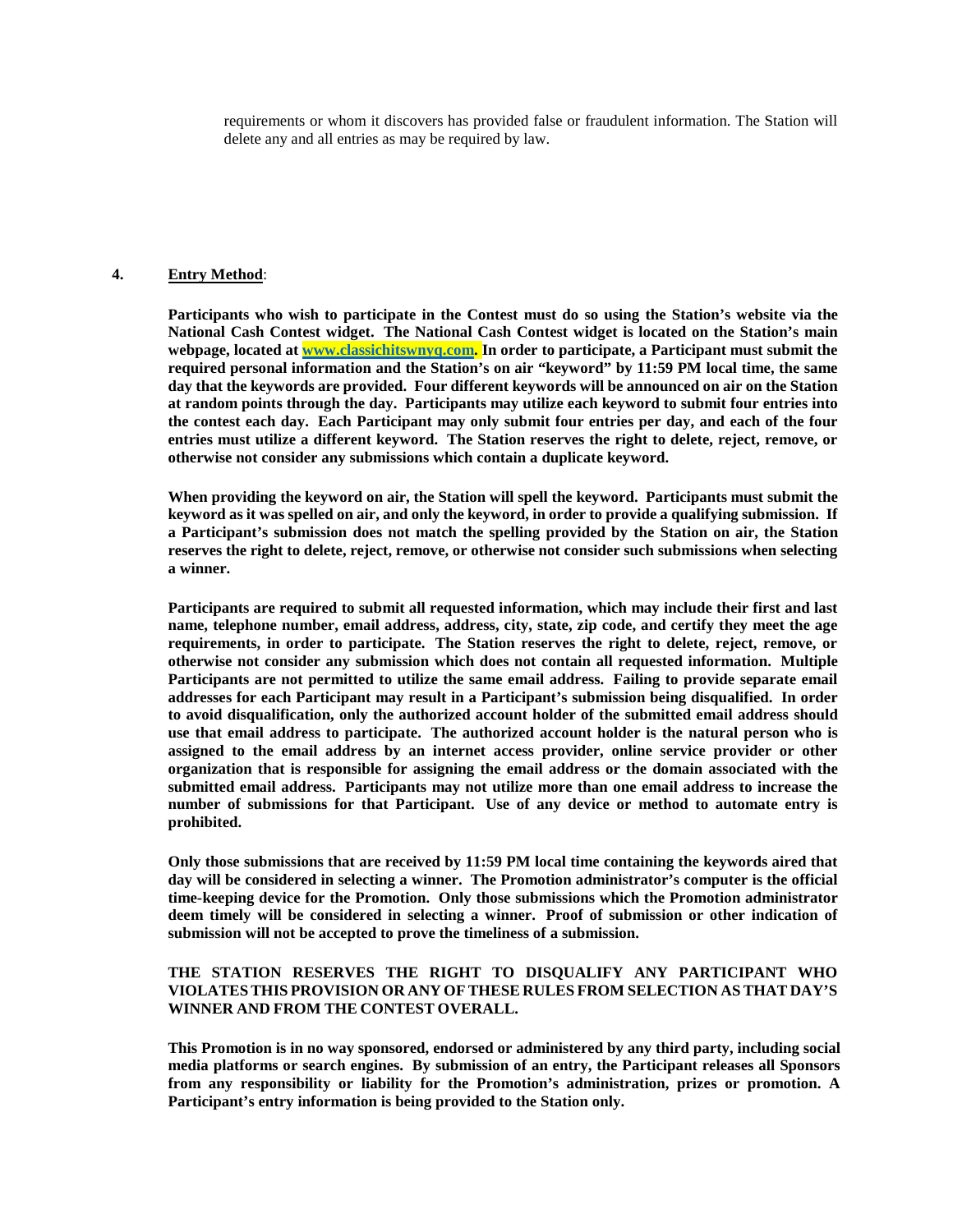requirements or whom it discovers has provided false or fraudulent information. The Station will delete any and all entries as may be required by law.

**4. Entry Method**:

**Participants who wish to participate in the Contest must do so using the Station's website via the National Cash Contest widget. The National Cash Contest widget is located on the Station's main webpage, located at www.classichitswnyq.com. In order to participate, a Participant must submit the required personal information and the Station's on air "keyword" by 11:59 PM local time, the same day that the keywords are provided. Four different keywords will be announced on air on the Station at random points through the day. Participants may utilize each keyword to submit four entries into the contest each day. Each Participant may only submit four entries per day, and each of the four entries must utilize a different keyword. The Station reserves the right to delete, reject, remove, or otherwise not consider any submissions which contain a duplicate keyword.**

**When providing the keyword on air, the Station will spell the keyword. Participants must submit the keyword as it was spelled on air, and only the keyword, in order to provide a qualifying submission. If a Participant's submission does not match the spelling provided by the Station on air, the Station reserves the right to delete, reject, remove, or otherwise not consider such submissions when selecting a winner.**

**Participants are required to submit all requested information, which may include their first and last name, telephone number, email address, address, city, state, zip code, and certify they meet the age requirements, in order to participate. The Station reserves the right to delete, reject, remove, or otherwise not consider any submission which does not contain all requested information. Multiple Participants are not permitted to utilize the same email address. Failing to provide separate email addresses for each Participant may result in a Participant's submission being disqualified. In order to avoid disqualification, only the authorized account holder of the submitted email address should use that email address to participate. The authorized account holder is the natural person who is assigned to the email address by an internet access provider, online service provider or other organization that is responsible for assigning the email address or the domain associated with the submitted email address. Participants may not utilize more than one email address to increase the number of submissions for that Participant. Use of any device or method to automate entry is prohibited.**

**Only those submissions that are received by 11:59 PM local time containing the keywords aired that day will be considered in selecting a winner. The Promotion administrator's computer is the official time-keeping device for the Promotion. Only those submissions which the Promotion administrator deem timely will be considered in selecting a winner. Proof of submission or other indication of submission will not be accepted to prove the timeliness of a submission.**

**THE STATION RESERVES THE RIGHT TO DISQUALIFY ANY PARTICIPANT WHO VIOLATES THIS PROVISION OR ANY OF THESE RULES FROM SELECTION AS THAT DAY'S WINNER AND FROM THE CONTEST OVERALL.**

**This Promotion is in no way sponsored, endorsed or administered by any third party, including social media platforms or search engines. By submission of an entry, the Participant releases all Sponsors from any responsibility or liability for the Promotion's administration, prizes or promotion. A Participant's entry information is being provided to the Station only.**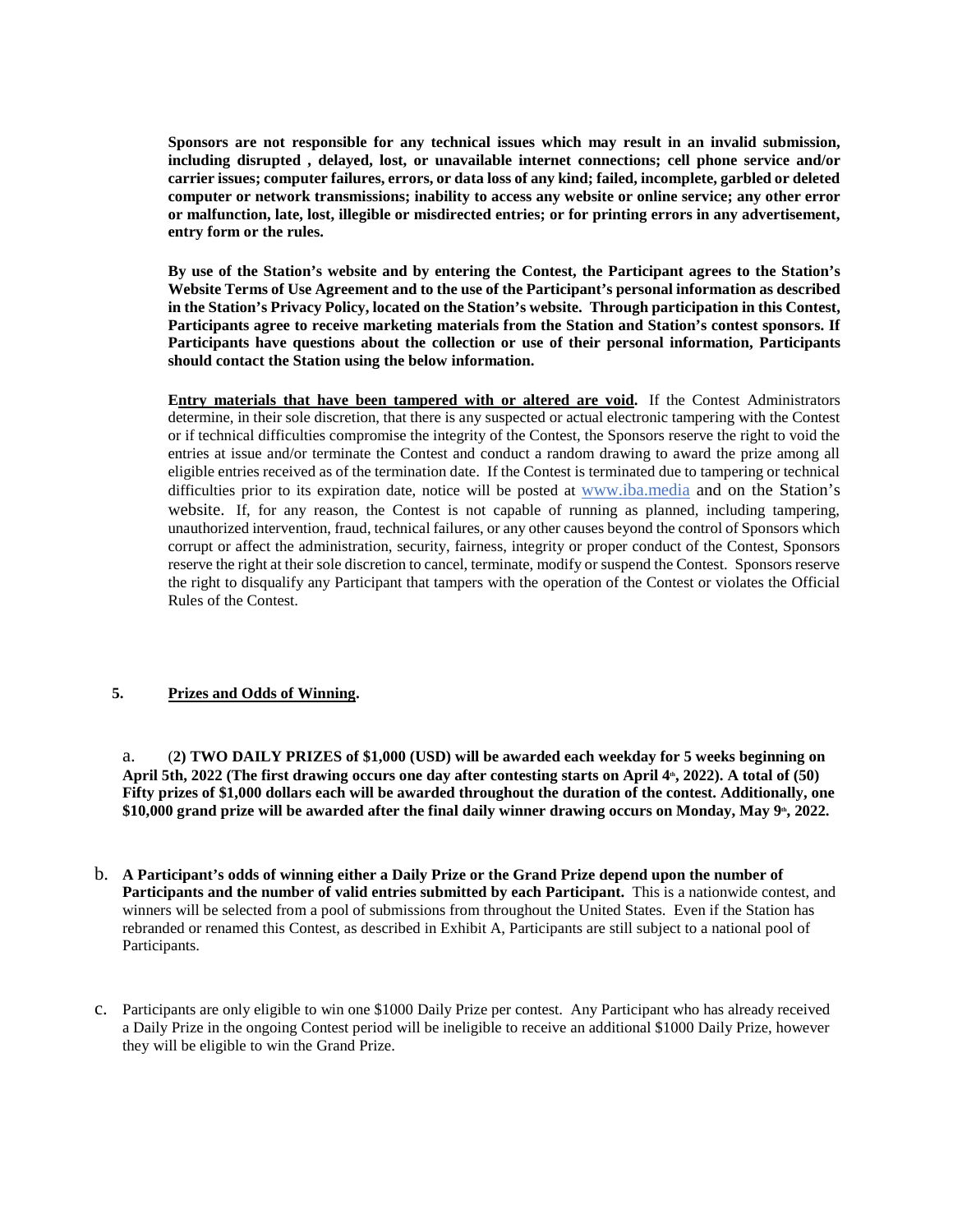**Sponsors are not responsible for any technical issues which may result in an invalid submission, including disrupted , delayed, lost, or unavailable internet connections; cell phone service and/or carrier issues; computer failures, errors, or data loss of any kind; failed, incomplete, garbled or deleted computer or network transmissions; inability to access any website or online service; any other error or malfunction, late, lost, illegible or misdirected entries; or for printing errors in any advertisement, entry form or the rules.**

**By use of the Station's website and by entering the Contest, the Participant agrees to the Station's Website Terms of Use Agreement and to the use of the Participant's personal information as described in the Station's Privacy Policy, located on the Station's website. Through participation in this Contest, Participants agree to receive marketing materials from the Station and Station's contest sponsors. If Participants have questions about the collection or use of their personal information, Participants should contact the Station using the below information.**

**Entry materials that have been tampered with or altered are void.** If the Contest Administrators determine, in their sole discretion, that there is any suspected or actual electronic tampering with the Contest or if technical difficulties compromise the integrity of the Contest, the Sponsors reserve the right to void the entries at issue and/or terminate the Contest and conduct a random drawing to award the prize among all eligible entries received as of the termination date. If the Contest is terminated due to tampering or technical difficulties prior to its expiration date, notice will be posted at www.iba.media and on the Station's website. If, for any reason, the Contest is not capable of running as planned, including tampering, unauthorized intervention, fraud, technical failures, or any other causes beyond the control of Sponsors which corrupt or affect the administration, security, fairness, integrity or proper conduct of the Contest, Sponsors reserve the right at their sole discretion to cancel, terminate, modify or suspend the Contest. Sponsors reserve the right to disqualify any Participant that tampers with the operation of the Contest or violates the Official Rules of the Contest.

**5. Prizes and Odds of Winning.**

a. (**2) TWO DAILY PRIZES of $1,000 (USD) will be awarded each weekday for 5 weeks beginning on April 5th, 2022 (The first drawing occurs one day after contesting starts on April 4th, 2022). A total of (50) Fifty prizes of $1,000 dollars each will be awarded throughout the duration of the contest. Additionally, one $10,000 grand prize will be awarded after the final daily winner drawing occurs on Monday, May 9th, 2022.**

b. **A Participant's odds of winning either a Daily Prize or the Grand Prize depend upon the number of Participants and the number of valid entries submitted by each Participant.** This is a nationwide contest, and winners will be selected from a pool of submissions from throughout the United States. Even if the Station has rebranded or renamed this Contest, as described in Exhibit A, Participants are still subject to a national pool of Participants.

c. Participants are only eligible to win one $1000 Daily Prize per contest. Any Participant who has already received a Daily Prize in the ongoing Contest period will be ineligible to receive an additional $1000 Daily Prize, however they will be eligible to win the Grand Prize.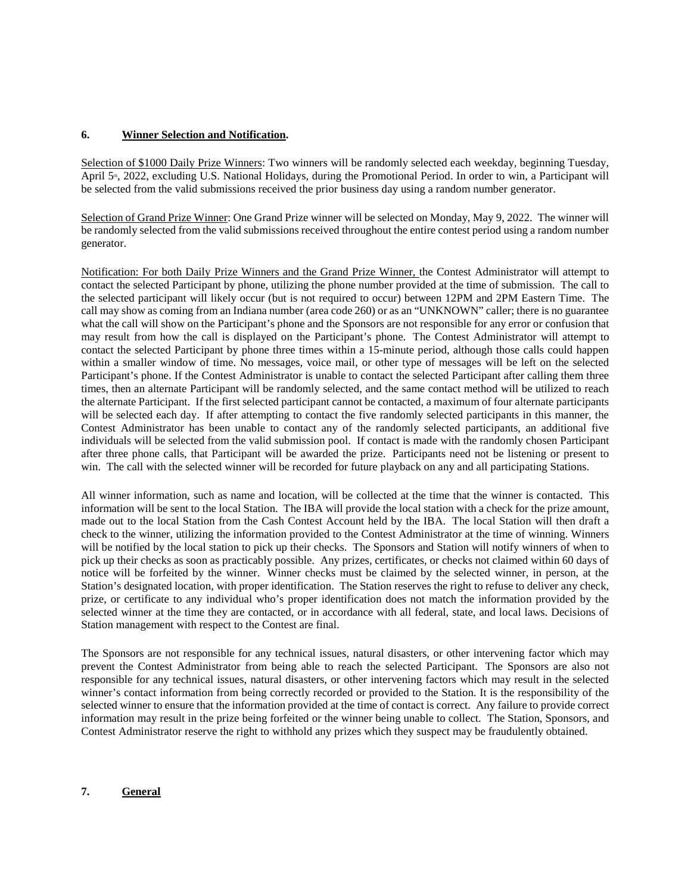## 6. **Winner Selection and Notification.**

Selection of $1000 Daily Prize Winners: Two winners will be randomly selected each weekday, beginning Tuesday, April 5th, 2022, excluding U.S. National Holidays, during the Promotional Period. In order to win, a Participant will be selected from the valid submissions received the prior business day using a random number generator.

Selection of Grand Prize Winner: One Grand Prize winner will be selected on Monday, May 9, 2022. The winner will be randomly selected from the valid submissions received throughout the entire contest period using a random number generator.

Notification: For both Daily Prize Winners and the Grand Prize Winner, the Contest Administrator will attempt to contact the selected Participant by phone, utilizing the phone number provided at the time of submission. The call to the selected participant will likely occur (but is not required to occur) between 12PM and 2PM Eastern Time. The call may show as coming from an Indiana number (area code 260) or as an "UNKNOWN" caller; there is no guarantee what the call will show on the Participant's phone and the Sponsors are not responsible for any error or confusion that may result from how the call is displayed on the Participant's phone. The Contest Administrator will attempt to contact the selected Participant by phone three times within a 15-minute period, although those calls could happen within a smaller window of time. No messages, voice mail, or other type of messages will be left on the selected Participant's phone. If the Contest Administrator is unable to contact the selected Participant after calling them three times, then an alternate Participant will be randomly selected, and the same contact method will be utilized to reach the alternate Participant. If the first selected participant cannot be contacted, a maximum of four alternate participants will be selected each day. If after attempting to contact the five randomly selected participants in this manner, the Contest Administrator has been unable to contact any of the randomly selected participants, an additional five individuals will be selected from the valid submission pool. If contact is made with the randomly chosen Participant after three phone calls, that Participant will be awarded the prize. Participants need not be listening or present to win. The call with the selected winner will be recorded for future playback on any and all participating Stations.

All winner information, such as name and location, will be collected at the time that the winner is contacted. This information will be sent to the local Station. The IBA will provide the local station with a check for the prize amount, made out to the local Station from the Cash Contest Account held by the IBA. The local Station will then draft a check to the winner, utilizing the information provided to the Contest Administrator at the time of winning. Winners will be notified by the local station to pick up their checks. The Sponsors and Station will notify winners of when to pick up their checks as soon as practicably possible. Any prizes, certificates, or checks not claimed within 60 days of notice will be forfeited by the winner. Winner checks must be claimed by the selected winner, in person, at the Station's designated location, with proper identification. The Station reserves the right to refuse to deliver any check, prize, or certificate to any individual who's proper identification does not match the information provided by the selected winner at the time they are contacted, or in accordance with all federal, state, and local laws. Decisions of Station management with respect to the Contest are final.

The Sponsors are not responsible for any technical issues, natural disasters, or other intervening factor which may prevent the Contest Administrator from being able to reach the selected Participant. The Sponsors are also not responsible for any technical issues, natural disasters, or other intervening factors which may result in the selected winner's contact information from being correctly recorded or provided to the Station. It is the responsibility of the selected winner to ensure that the information provided at the time of contact is correct. Any failure to provide correct information may result in the prize being forfeited or the winner being unable to collect. The Station, Sponsors, and Contest Administrator reserve the right to withhold any prizes which they suspect may be fraudulently obtained.

## 7. **General**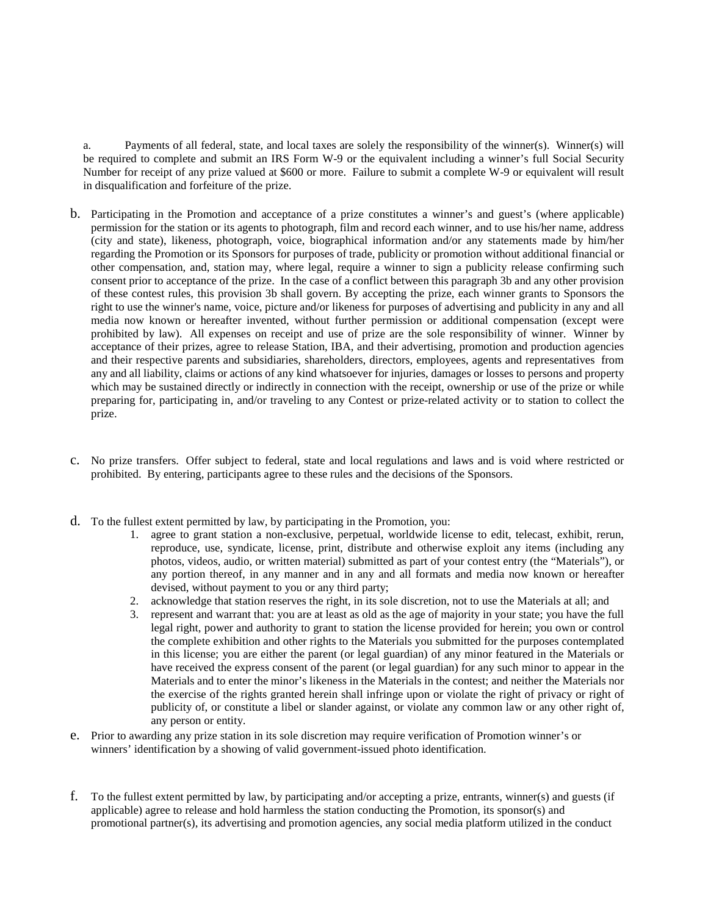a. Payments of all federal, state, and local taxes are solely the responsibility of the winner(s). Winner(s) will be required to complete and submit an IRS Form W-9 or the equivalent including a winner's full Social Security Number for receipt of any prize valued at $600 or more. Failure to submit a complete W-9 or equivalent will result in disqualification and forfeiture of the prize.

b. Participating in the Promotion and acceptance of a prize constitutes a winner's and guest's (where applicable) permission for the station or its agents to photograph, film and record each winner, and to use his/her name, address (city and state), likeness, photograph, voice, biographical information and/or any statements made by him/her regarding the Promotion or its Sponsors for purposes of trade, publicity or promotion without additional financial or other compensation, and, station may, where legal, require a winner to sign a publicity release confirming such consent prior to acceptance of the prize. In the case of a conflict between this paragraph 3b and any other provision of these contest rules, this provision 3b shall govern. By accepting the prize, each winner grants to Sponsors the right to use the winner's name, voice, picture and/or likeness for purposes of advertising and publicity in any and all media now known or hereafter invented, without further permission or additional compensation (except were prohibited by law). All expenses on receipt and use of prize are the sole responsibility of winner. Winner by acceptance of their prizes, agree to release Station, IBA, and their advertising, promotion and production agencies and their respective parents and subsidiaries, shareholders, directors, employees, agents and representatives from any and all liability, claims or actions of any kind whatsoever for injuries, damages or losses to persons and property which may be sustained directly or indirectly in connection with the receipt, ownership or use of the prize or while preparing for, participating in, and/or traveling to any Contest or prize-related activity or to station to collect the prize.

c. No prize transfers. Offer subject to federal, state and local regulations and laws and is void where restricted or prohibited. By entering, participants agree to these rules and the decisions of the Sponsors.

d. To the fullest extent permitted by law, by participating in the Promotion, you:
   1. agree to grant station a non-exclusive, perpetual, worldwide license to edit, telecast, exhibit, rerun, reproduce, use, syndicate, license, print, distribute and otherwise exploit any items (including any photos, videos, audio, or written material) submitted as part of your contest entry (the "Materials"), or any portion thereof, in any manner and in any and all formats and media now known or hereafter devised, without payment to you or any third party;
   2. acknowledge that station reserves the right, in its sole discretion, not to use the Materials at all; and
   3. represent and warrant that: you are at least as old as the age of majority in your state; you have the full legal right, power and authority to grant to station the license provided for herein; you own or control the complete exhibition and other rights to the Materials you submitted for the purposes contemplated in this license; you are either the parent (or legal guardian) of any minor featured in the Materials or have received the express consent of the parent (or legal guardian) for any such minor to appear in the Materials and to enter the minor's likeness in the Materials in the contest; and neither the Materials nor the exercise of the rights granted herein shall infringe upon or violate the right of privacy or right of publicity of, or constitute a libel or slander against, or violate any common law or any other right of, any person or entity.

e. Prior to awarding any prize station in its sole discretion may require verification of Promotion winner's or winners' identification by a showing of valid government-issued photo identification.

f. To the fullest extent permitted by law, by participating and/or accepting a prize, entrants, winner(s) and guests (if applicable) agree to release and hold harmless the station conducting the Promotion, its sponsor(s) and promotional partner(s), its advertising and promotion agencies, any social media platform utilized in the conduct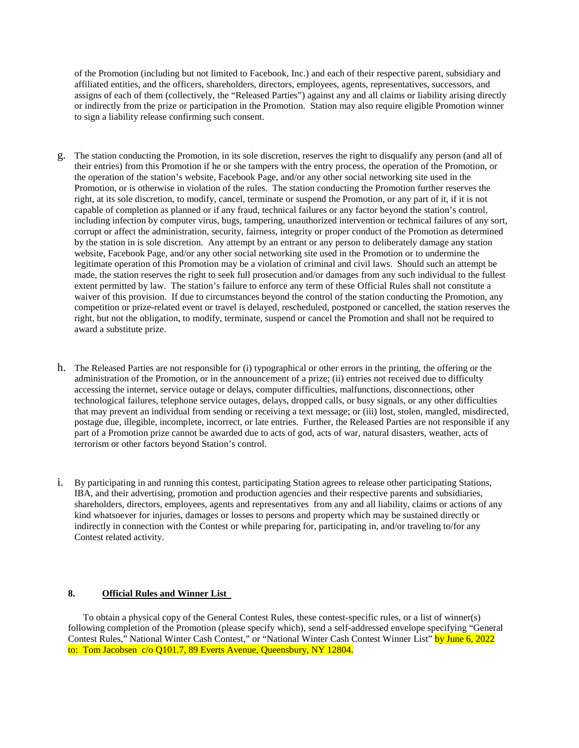of the Promotion (including but not limited to Facebook, Inc.) and each of their respective parent, subsidiary and affiliated entities, and the officers, shareholders, directors, employees, agents, representatives, successors, and assigns of each of them (collectively, the "Released Parties") against any and all claims or liability arising directly or indirectly from the prize or participation in the Promotion. Station may also require eligible Promotion winner to sign a liability release confirming such consent.

g. The station conducting the Promotion, in its sole discretion, reserves the right to disqualify any person (and all of their entries) from this Promotion if he or she tampers with the entry process, the operation of the Promotion, or the operation of the station's website, Facebook Page, and/or any other social networking site used in the Promotion, or is otherwise in violation of the rules. The station conducting the Promotion further reserves the right, at its sole discretion, to modify, cancel, terminate or suspend the Promotion, or any part of it, if it is not capable of completion as planned or if any fraud, technical failures or any factor beyond the station's control, including infection by computer virus, bugs, tampering, unauthorized intervention or technical failures of any sort, corrupt or affect the administration, security, fairness, integrity or proper conduct of the Promotion as determined by the station in is sole discretion. Any attempt by an entrant or any person to deliberately damage any station website, Facebook Page, and/or any other social networking site used in the Promotion or to undermine the legitimate operation of this Promotion may be a violation of criminal and civil laws. Should such an attempt be made, the station reserves the right to seek full prosecution and/or damages from any such individual to the fullest extent permitted by law. The station's failure to enforce any term of these Official Rules shall not constitute a waiver of this provision. If due to circumstances beyond the control of the station conducting the Promotion, any competition or prize-related event or travel is delayed, rescheduled, postponed or cancelled, the station reserves the right, but not the obligation, to modify, terminate, suspend or cancel the Promotion and shall not be required to award a substitute prize.

h. The Released Parties are not responsible for (i) typographical or other errors in the printing, the offering or the administration of the Promotion, or in the announcement of a prize; (ii) entries not received due to difficulty accessing the internet, service outage or delays, computer difficulties, malfunctions, disconnections, other technological failures, telephone service outages, delays, dropped calls, or busy signals, or any other difficulties that may prevent an individual from sending or receiving a text message; or (iii) lost, stolen, mangled, misdirected, postage due, illegible, incomplete, incorrect, or late entries. Further, the Released Parties are not responsible if any part of a Promotion prize cannot be awarded due to acts of god, acts of war, natural disasters, weather, acts of terrorism or other factors beyond Station's control.

i. By participating in and running this contest, participating Station agrees to release other participating Stations, IBA, and their advertising, promotion and production agencies and their respective parents and subsidiaries, shareholders, directors, employees, agents and representatives from any and all liability, claims or actions of any kind whatsoever for injuries, damages or losses to persons and property which may be sustained directly or indirectly in connection with the Contest or while preparing for, participating in, and/or traveling to/for any Contest related activity.

**8. Official Rules and Winner List**

To obtain a physical copy of the General Contest Rules, these contest-specific rules, or a list of winner(s) following completion of the Promotion (please specify which), send a self-addressed envelope specifying "General Contest Rules," National Winter Cash Contest," or "National Winter Cash Contest Winner List" by June 6, 2022 to: Tom Jacobsen c/o Q101.7, 89 Everts Avenue, Queensbury, NY 12804.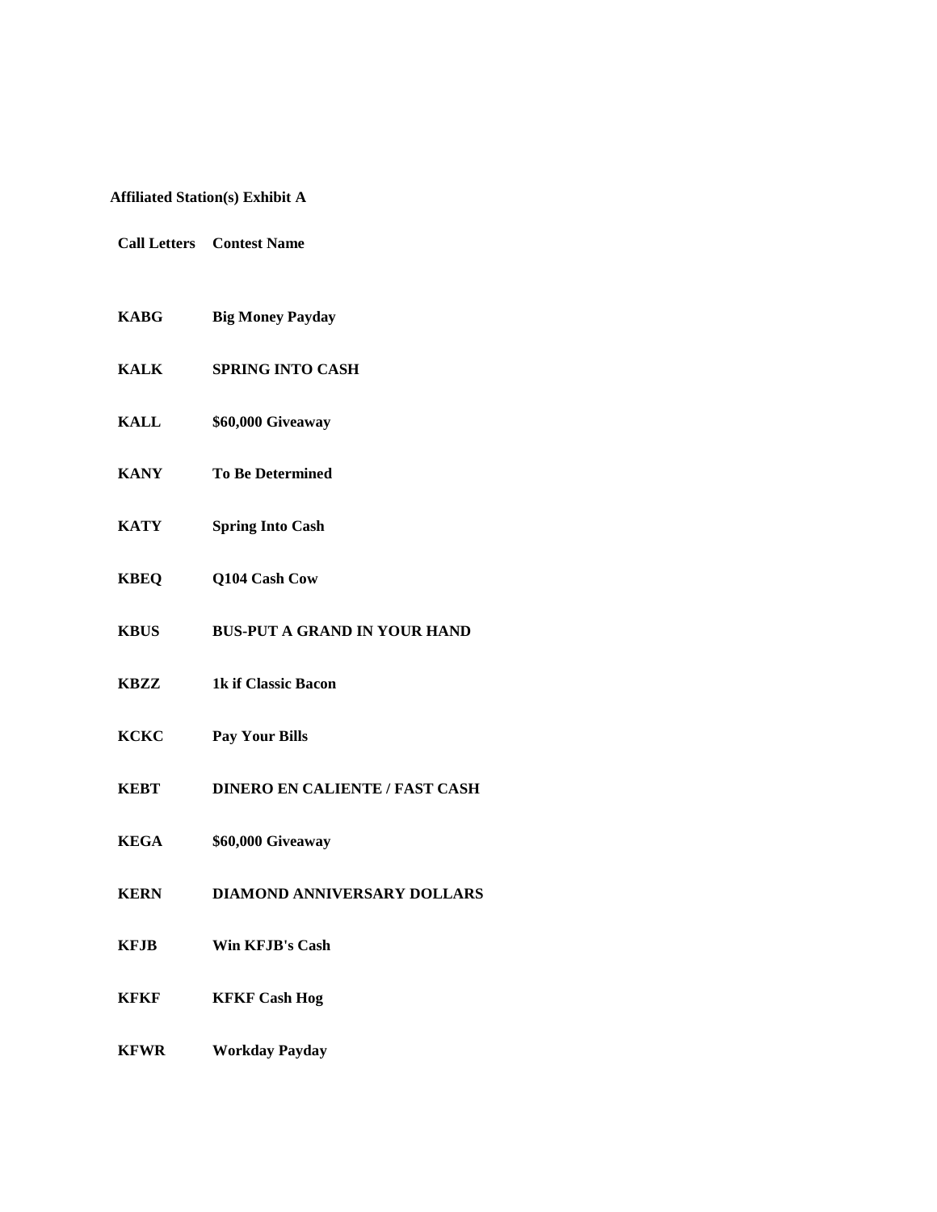**Affiliated Station(s) Exhibit A**

| Call Letters | Contest Name |
| --- | --- |
| KABG | Big Money Payday |
| KALK | SPRING INTO CASH |
| KALL | $60,000 Giveaway |
| KANY | To Be Determined |
| KATY | Spring Into Cash |
| KBEQ | Q104 Cash Cow |
| KBUS | BUS-PUT A GRAND IN YOUR HAND |
| KBZZ | 1k if Classic Bacon |
| KCKC | Pay Your Bills |
| KEBT | DINERO EN CALIENTE / FAST CASH |
| KEGA | $60,000 Giveaway |
| KERN | DIAMOND ANNIVERSARY DOLLARS |
| KFJB | Win KFJB's Cash |
| KFKF | KFKF Cash Hog |
| KFWR | Workday Payday |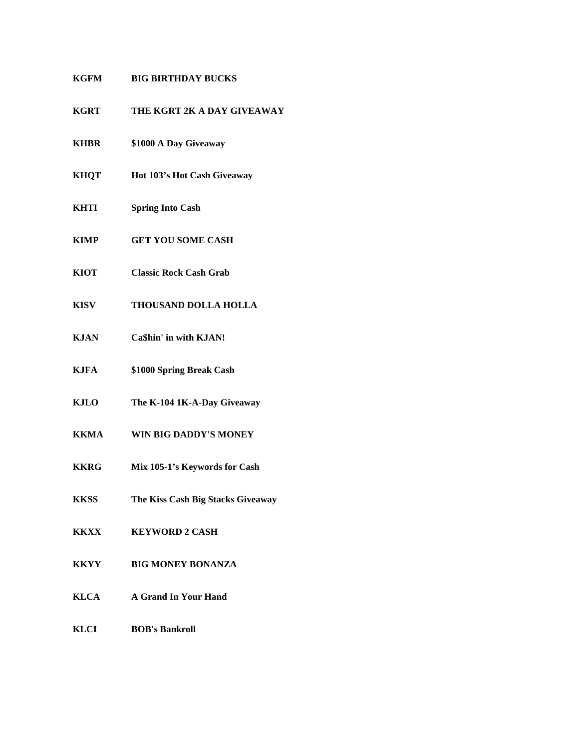| | |
|---|---|
| **KGFM** | **BIG BIRTHDAY BUCKS** |
| **KGRT** | **THE KGRT 2K A DAY GIVEAWAY** |
| **KHBR** | **$1000 A Day Giveaway** |
| **KHQT** | **Hot 103's Hot Cash Giveaway** |
| **KHTI** | **Spring Into Cash** |
| **KIMP** | **GET YOU SOME CASH** |
| **KIOT** | **Classic Rock Cash Grab** |
| **KISV** | **THOUSAND DOLLA HOLLA** |
| **KJAN** | **Ca$hin' in with KJAN!** |
| **KJFA** | **$1000 Spring Break Cash** |
| **KJLO** | **The K-104 1K-A-Day Giveaway** |
| **KKMA** | **WIN BIG DADDY'S MONEY** |
| **KKRG** | **Mix 105-1's Keywords for Cash** |
| **KKSS** | **The Kiss Cash Big Stacks Giveaway** |
| **KKXX** | **KEYWORD 2 CASH** |
| **KKYY** | **BIG MONEY BONANZA** |
| **KLCA** | **A Grand In Your Hand** |
| **KLCI** | **BOB's Bankroll** |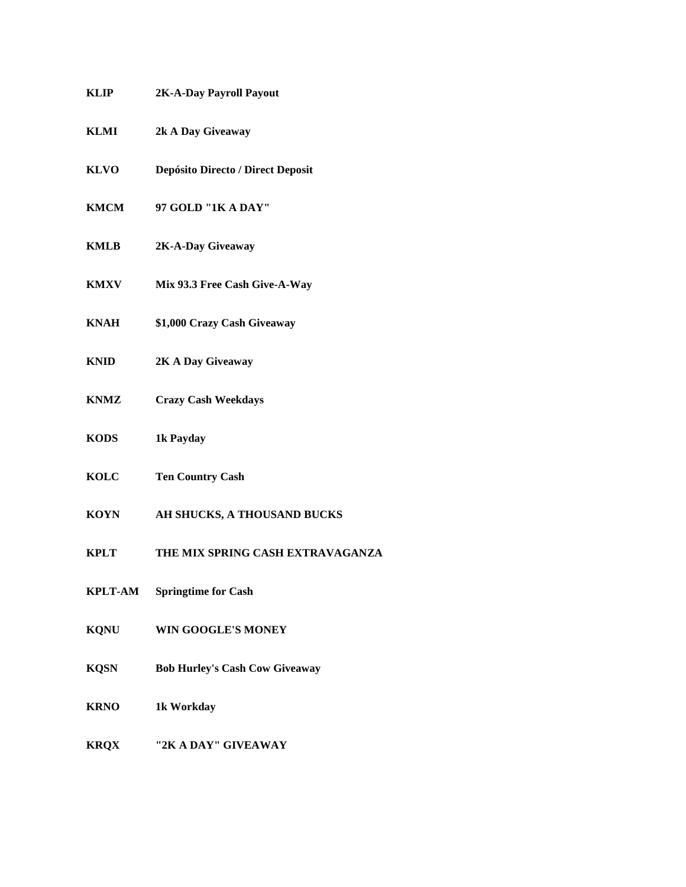| | |
|---|---|
| **KLIP** | **2K-A-Day Payroll Payout** |
| **KLMI** | **2k A Day Giveaway** |
| **KLVO** | **Depósito Directo / Direct Deposit** |
| **KMCM** | **97 GOLD "1K A DAY"** |
| **KMLB** | **2K-A-Day Giveaway** |
| **KMXV** | **Mix 93.3 Free Cash Give-A-Way** |
| **KNAH** | **$1,000 Crazy Cash Giveaway** |
| **KNID** | **2K A Day Giveaway** |
| **KNMZ** | **Crazy Cash Weekdays** |
| **KODS** | **1k Payday** |
| **KOLC** | **Ten Country Cash** |
| **KOYN** | **AH SHUCKS, A THOUSAND BUCKS** |
| **KPLT** | **THE MIX SPRING CASH EXTRAVAGANZA** |
| **KPLT-AM** | **Springtime for Cash** |
| **KQNU** | **WIN GOOGLE'S MONEY** |
| **KQSN** | **Bob Hurley's Cash Cow Giveaway** |
| **KRNO** | **1k Workday** |
| **KRQX** | **"2K A DAY" GIVEAWAY** |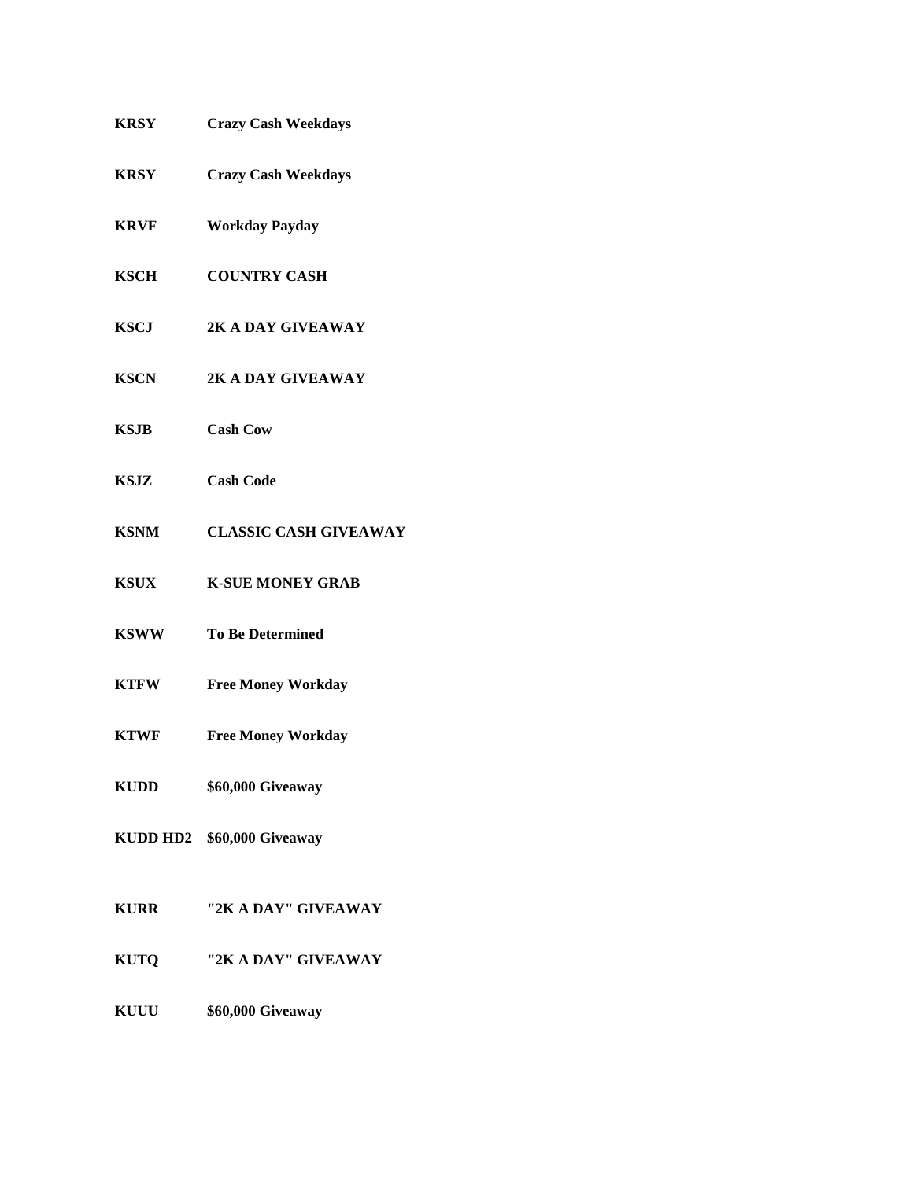| | |
|---|---|
| **KRSY** | **Crazy Cash Weekdays** |
| **KRSY** | **Crazy Cash Weekdays** |
| **KRVF** | **Workday Payday** |
| **KSCH** | **COUNTRY CASH** |
| **KSCJ** | **2K A DAY GIVEAWAY** |
| **KSCN** | **2K A DAY GIVEAWAY** |
| **KSJB** | **Cash Cow** |
| **KSJZ** | **Cash Code** |
| **KSNM** | **CLASSIC CASH GIVEAWAY** |
| **KSUX** | **K-SUE MONEY GRAB** |
| **KSWW** | **To Be Determined** |
| **KTFW** | **Free Money Workday** |
| **KTWF** | **Free Money Workday** |
| **KUDD** | **$60,000 Giveaway** |
| **KUDD HD2** | **$60,000 Giveaway** |
| **KURR** | **"2K A DAY" GIVEAWAY** |
| **KUTQ** | **"2K A DAY" GIVEAWAY** |
| **KUUU** | **$60,000 Giveaway** |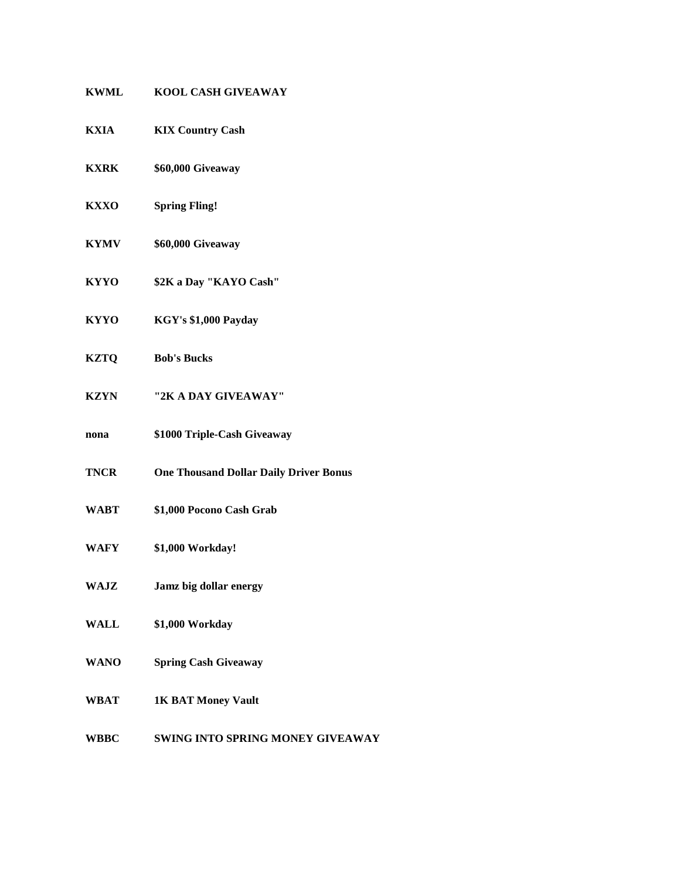| | |
|---|---|
| **KWML** | **KOOL CASH GIVEAWAY** |
| **KXIA** | **KIX Country Cash** |
| **KXRK** | **$60,000 Giveaway** |
| **KXXO** | **Spring Fling!** |
| **KYMV** | **$60,000 Giveaway** |
| **KYYO** | **$2K a Day "KAYO Cash"** |
| **KYYO** | **KGY's $1,000 Payday** |
| **KZTQ** | **Bob's Bucks** |
| **KZYN** | **"2K A DAY GIVEAWAY"** |
| **nona** | **$1000 Triple-Cash Giveaway** |
| **TNCR** | **One Thousand Dollar Daily Driver Bonus** |
| **WABT** | **$1,000 Pocono Cash Grab** |
| **WAFY** | **$1,000 Workday!** |
| **WAJZ** | **Jamz big dollar energy** |
| **WALL** | **$1,000 Workday** |
| **WANO** | **Spring Cash Giveaway** |
| **WBAT** | **1K BAT Money Vault** |
| **WBBC** | **SWING INTO SPRING MONEY GIVEAWAY** |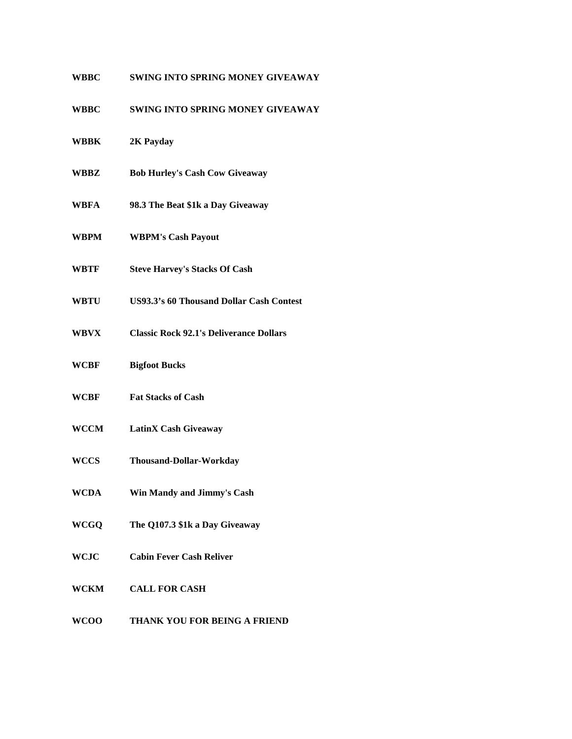| | |
|---|---|
| **WBBC** | **SWING INTO SPRING MONEY GIVEAWAY** |
| **WBBC** | **SWING INTO SPRING MONEY GIVEAWAY** |
| **WBBK** | **2K Payday** |
| **WBBZ** | **Bob Hurley's Cash Cow Giveaway** |
| **WBFA** | **98.3 The Beat $1k a Day Giveaway** |
| **WBPM** | **WBPM's Cash Payout** |
| **WBTF** | **Steve Harvey's Stacks Of Cash** |
| **WBTU** | **US93.3's 60 Thousand Dollar Cash Contest** |
| **WBVX** | **Classic Rock 92.1's Deliverance Dollars** |
| **WCBF** | **Bigfoot Bucks** |
| **WCBF** | **Fat Stacks of Cash** |
| **WCCM** | **LatinX Cash Giveaway** |
| **WCCS** | **Thousand-Dollar-Workday** |
| **WCDA** | **Win Mandy and Jimmy's Cash** |
| **WCGQ** | **The Q107.3 $1k a Day Giveaway** |
| **WCJC** | **Cabin Fever Cash Reliver** |
| **WCKM** | **CALL FOR CASH** |
| **WCOO** | **THANK YOU FOR BEING A FRIEND** |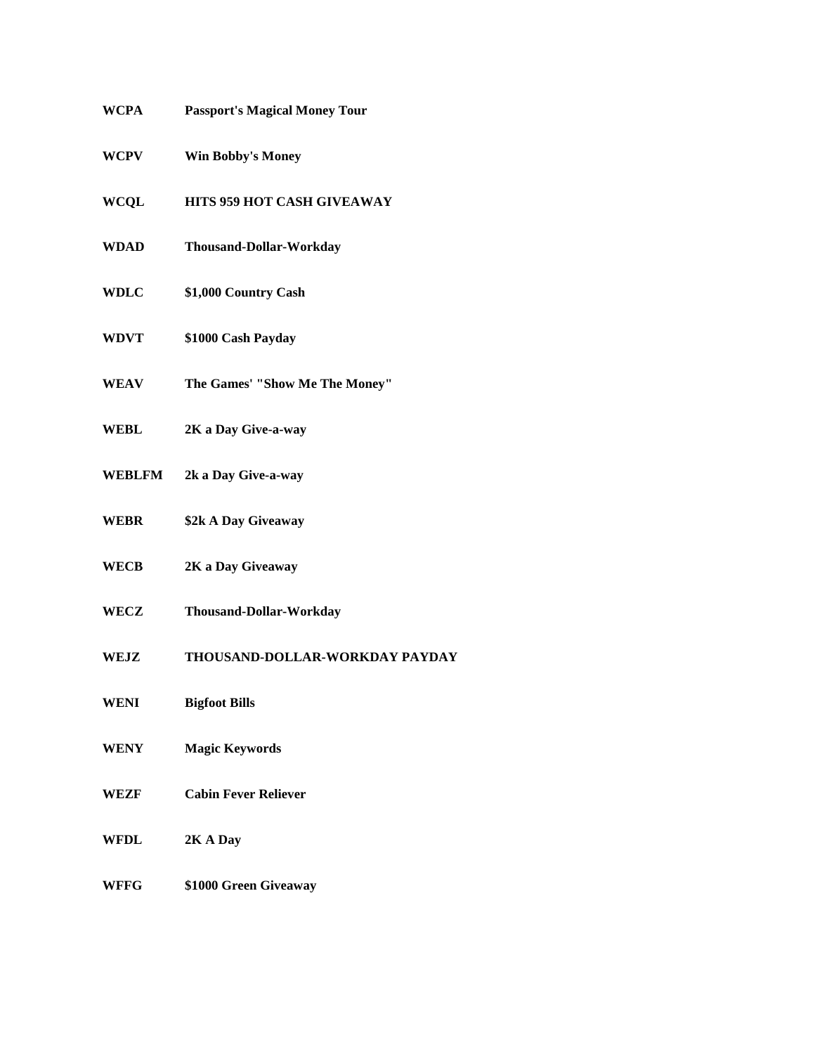| | |
|---|---|
| **WCPA** | **Passport's Magical Money Tour** |
| **WCPV** | **Win Bobby's Money** |
| **WCQL** | **HITS 959 HOT CASH GIVEAWAY** |
| **WDAD** | **Thousand-Dollar-Workday** |
| **WDLC** | **$1,000 Country Cash** |
| **WDVT** | **$1000 Cash Payday** |
| **WEAV** | **The Games' "Show Me The Money"** |
| **WEBL** | **2K a Day Give-a-way** |
| **WEBLFM** | **2k a Day Give-a-way** |
| **WEBR** | **$2k A Day Giveaway** |
| **WECB** | **2K a Day Giveaway** |
| **WECZ** | **Thousand-Dollar-Workday** |
| **WEJZ** | **THOUSAND-DOLLAR-WORKDAY PAYDAY** |
| **WENI** | **Bigfoot Bills** |
| **WENY** | **Magic Keywords** |
| **WEZF** | **Cabin Fever Reliever** |
| **WFDL** | **2K A Day** |
| **WFFG** | **$1000 Green Giveaway** |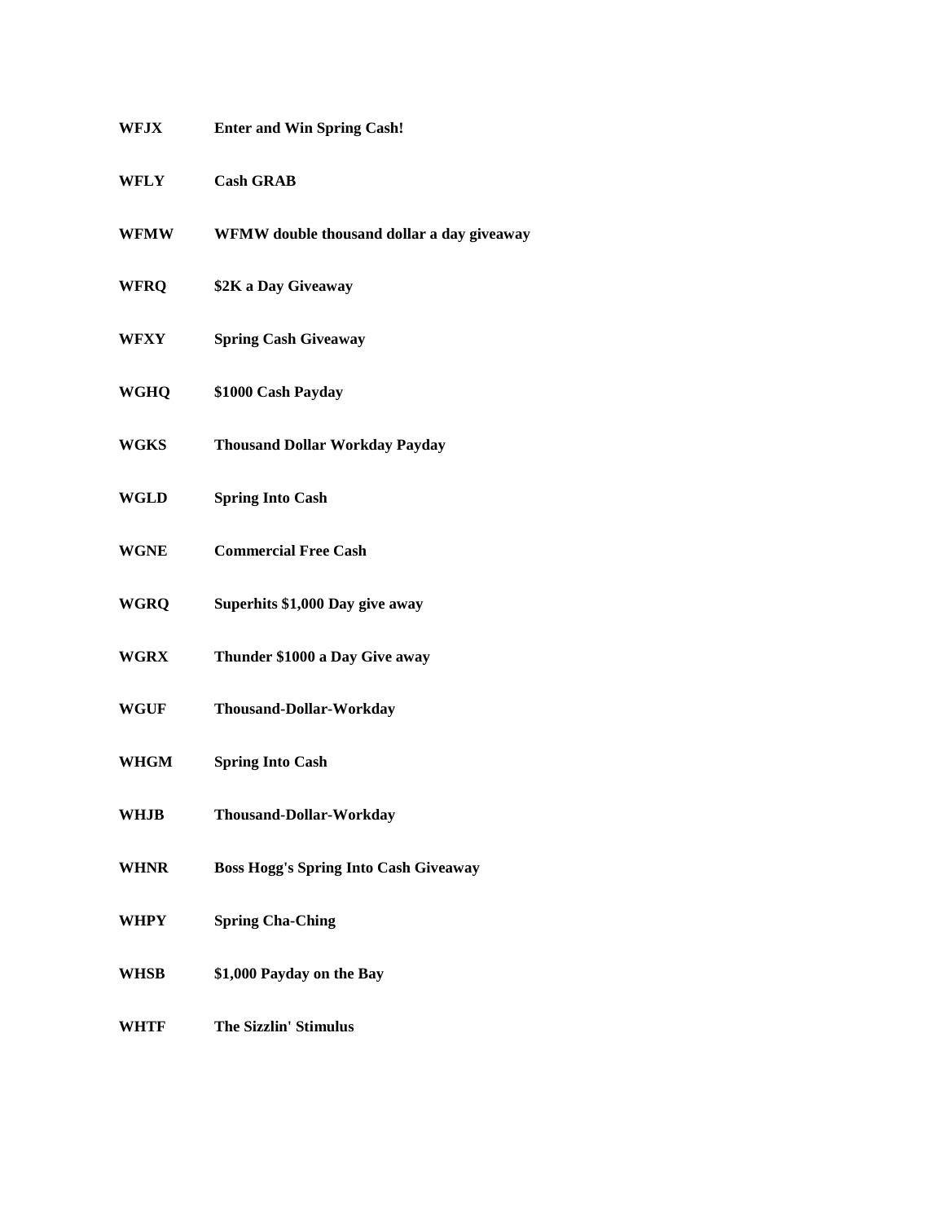**WFJX** **Enter and Win Spring Cash!**

**WFLY** **Cash GRAB**

**WFMW** **WFMW double thousand dollar a day giveaway**

**WFRQ** **$2K a Day Giveaway**

**WFXY** **Spring Cash Giveaway**

**WGHQ** **$1000 Cash Payday**

**WGKS** **Thousand Dollar Workday Payday**

**WGLD** **Spring Into Cash**

**WGNE** **Commercial Free Cash**

**WGRQ** **Superhits $1,000 Day give away**

**WGRX** **Thunder $1000 a Day Give away**

**WGUF** **Thousand-Dollar-Workday**

**WHGM** **Spring Into Cash**

**WHJB** **Thousand-Dollar-Workday**

**WHNR** **Boss Hogg's Spring Into Cash Giveaway**

**WHPY** **Spring Cha-Ching**

**WHSB** **$1,000 Payday on the Bay**

**WHTF** **The Sizzlin' Stimulus**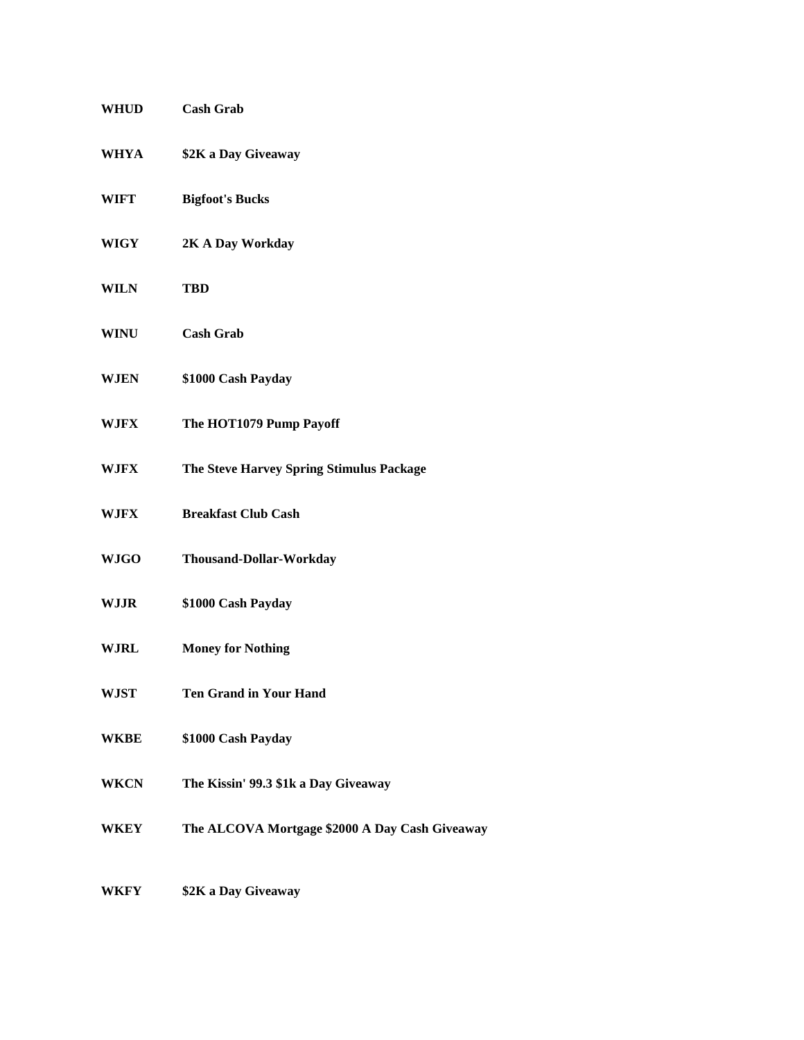| | |
|---|---|
| **WHUD** | **Cash Grab** |
| **WHYA** | **$2K a Day Giveaway** |
| **WIFT** | **Bigfoot's Bucks** |
| **WIGY** | **2K A Day Workday** |
| **WILN** | **TBD** |
| **WINU** | **Cash Grab** |
| **WJEN** | **$1000 Cash Payday** |
| **WJFX** | **The HOT1079 Pump Payoff** |
| **WJFX** | **The Steve Harvey Spring Stimulus Package** |
| **WJFX** | **Breakfast Club Cash** |
| **WJGO** | **Thousand-Dollar-Workday** |
| **WJJR** | **$1000 Cash Payday** |
| **WJRL** | **Money for Nothing** |
| **WJST** | **Ten Grand in Your Hand** |
| **WKBE** | **$1000 Cash Payday** |
| **WKCN** | **The Kissin' 99.3 $1k a Day Giveaway** |
| **WKEY** | **The ALCOVA Mortgage $2000 A Day Cash Giveaway** |
| **WKFY** | **$2K a Day Giveaway** |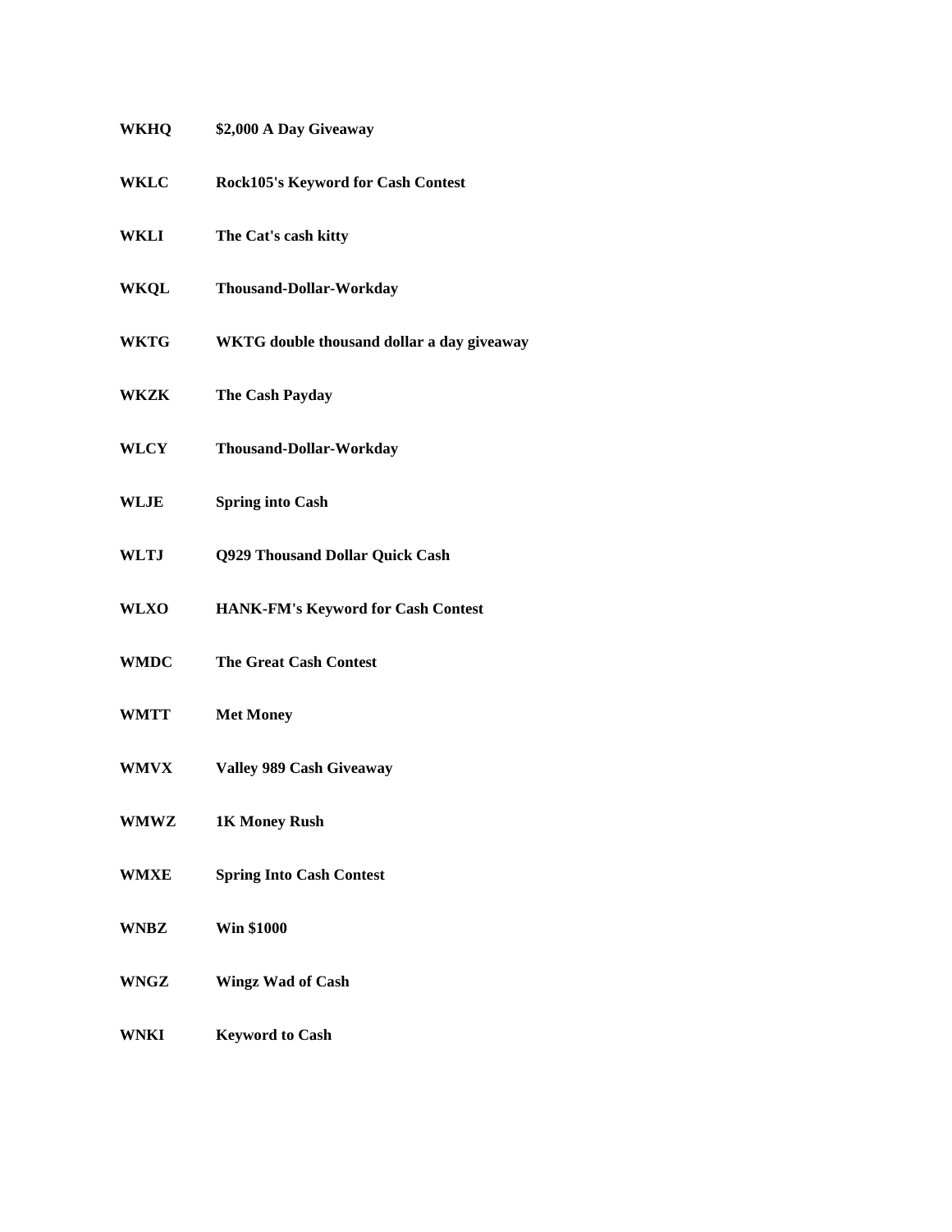| | |
|---|---|
| **WKHQ** | **$2,000 A Day Giveaway** |
| **WKLC** | **Rock105's Keyword for Cash Contest** |
| **WKLI** | **The Cat's cash kitty** |
| **WKQL** | **Thousand-Dollar-Workday** |
| **WKTG** | **WKTG double thousand dollar a day giveaway** |
| **WKZK** | **The Cash Payday** |
| **WLCY** | **Thousand-Dollar-Workday** |
| **WLJE** | **Spring into Cash** |
| **WLTJ** | **Q929 Thousand Dollar Quick Cash** |
| **WLXO** | **HANK-FM's Keyword for Cash Contest** |
| **WMDC** | **The Great Cash Contest** |
| **WMTT** | **Met Money** |
| **WMVX** | **Valley 989 Cash Giveaway** |
| **WMWZ** | **1K Money Rush** |
| **WMXE** | **Spring Into Cash Contest** |
| **WNBZ** | **Win $1000** |
| **WNGZ** | **Wingz Wad of Cash** |
| **WNKI** | **Keyword to Cash** |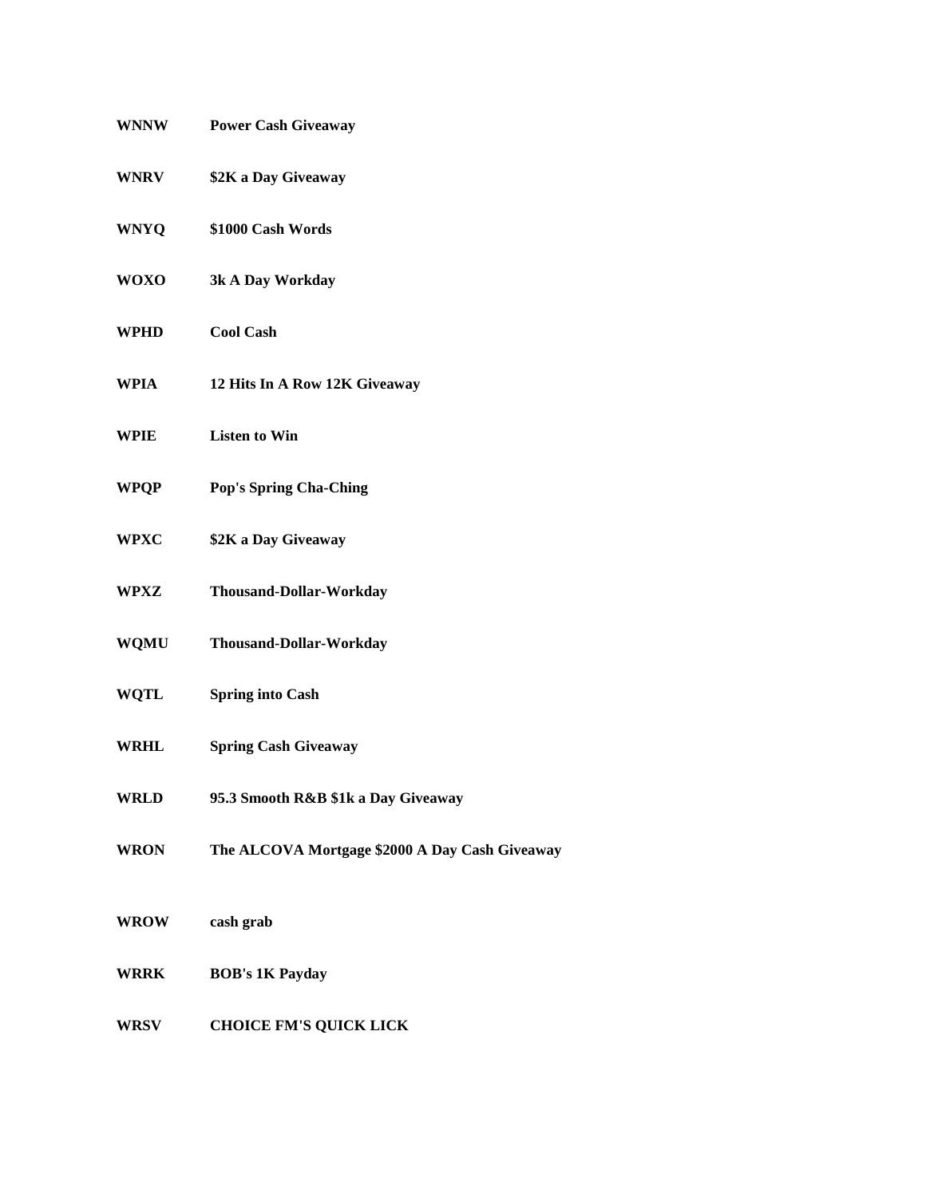| | |
|---|---|
| **WNNW** | **Power Cash Giveaway** |
| **WNRV** | **$2K a Day Giveaway** |
| **WNYQ** | **$1000 Cash Words** |
| **WOXO** | **3k A Day Workday** |
| **WPHD** | **Cool Cash** |
| **WPIA** | **12 Hits In A Row 12K Giveaway** |
| **WPIE** | **Listen to Win** |
| **WPQP** | **Pop's Spring Cha-Ching** |
| **WPXC** | **$2K a Day Giveaway** |
| **WPXZ** | **Thousand-Dollar-Workday** |
| **WQMU** | **Thousand-Dollar-Workday** |
| **WQTL** | **Spring into Cash** |
| **WRHL** | **Spring Cash Giveaway** |
| **WRLD** | **95.3 Smooth R&B $1k a Day Giveaway** |
| **WRON** | **The ALCOVA Mortgage $2000 A Day Cash Giveaway** |
| **WROW** | **cash grab** |
| **WRRK** | **BOB's 1K Payday** |
| **WRSV** | **CHOICE FM'S QUICK LICK** |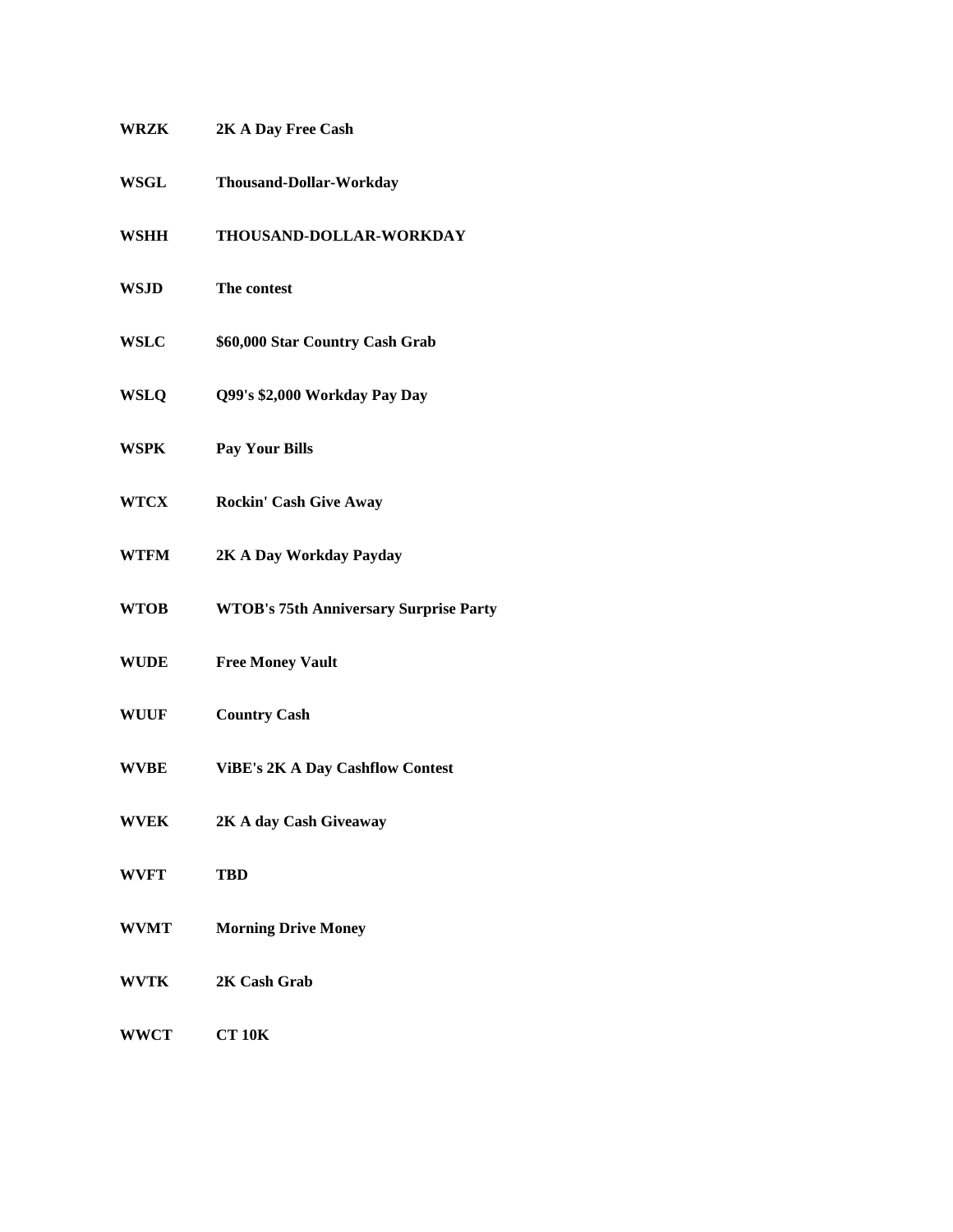| | |
|---|---|
| **WRZK** | **2K A Day Free Cash** |
| **WSGL** | **Thousand-Dollar-Workday** |
| **WSHH** | **THOUSAND-DOLLAR-WORKDAY** |
| **WSJD** | **The contest** |
| **WSLC** | **$60,000 Star Country Cash Grab** |
| **WSLQ** | **Q99's $2,000 Workday Pay Day** |
| **WSPK** | **Pay Your Bills** |
| **WTCX** | **Rockin' Cash Give Away** |
| **WTFM** | **2K A Day Workday Payday** |
| **WTOB** | **WTOB's 75th Anniversary Surprise Party** |
| **WUDE** | **Free Money Vault** |
| **WUUF** | **Country Cash** |
| **WVBE** | **ViBE's 2K A Day Cashflow Contest** |
| **WVEK** | **2K A day Cash Giveaway** |
| **WVFT** | **TBD** |
| **WVMT** | **Morning Drive Money** |
| **WVTK** | **2K Cash Grab** |
| **WWCT** | **CT 10K** |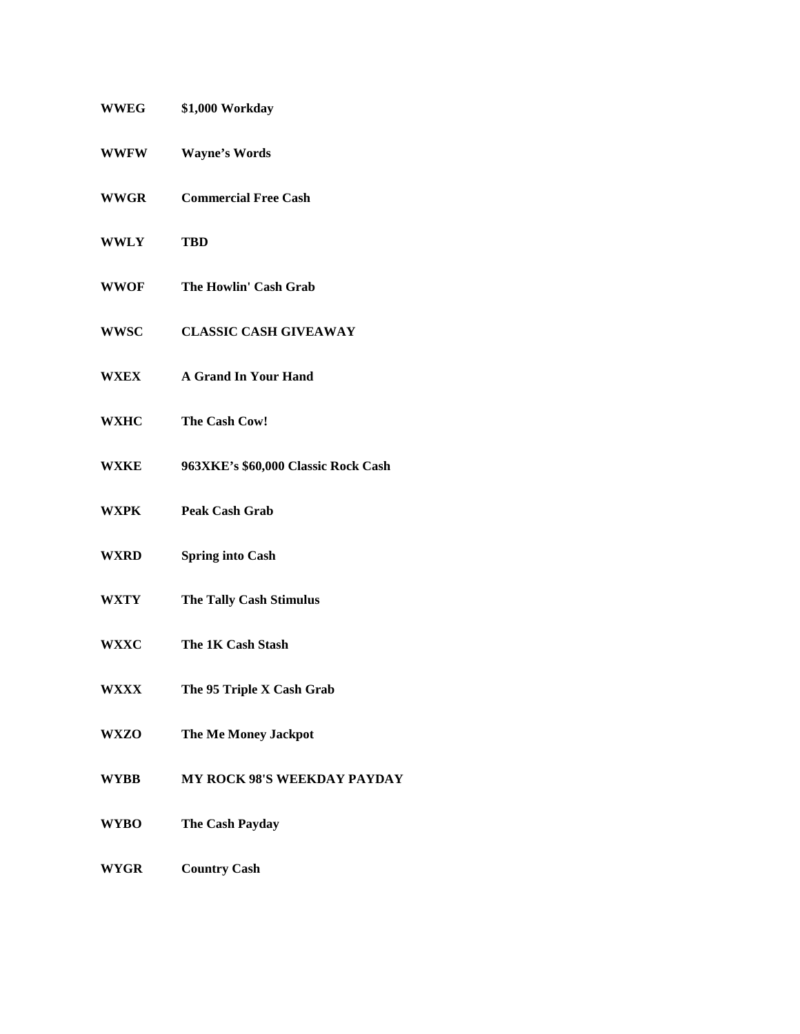**WWEG** **$1,000 Workday**

**WWFW** **Wayne's Words**

**WWGR** **Commercial Free Cash**

**WWLY** **TBD**

**WWOF** **The Howlin' Cash Grab**

**WWSC** **CLASSIC CASH GIVEAWAY**

**WXEX** **A Grand In Your Hand**

**WXHC** **The Cash Cow!**

**WXKE** **963XKE's $60,000 Classic Rock Cash**

**WXPK** **Peak Cash Grab**

**WXRD** **Spring into Cash**

**WXTY** **The Tally Cash Stimulus**

**WXXC** **The 1K Cash Stash**

**WXXX** **The 95 Triple X Cash Grab**

**WXZO** **The Me Money Jackpot**

**WYBB** **MY ROCK 98'S WEEKDAY PAYDAY**

**WYBO** **The Cash Payday**

**WYGR** **Country Cash**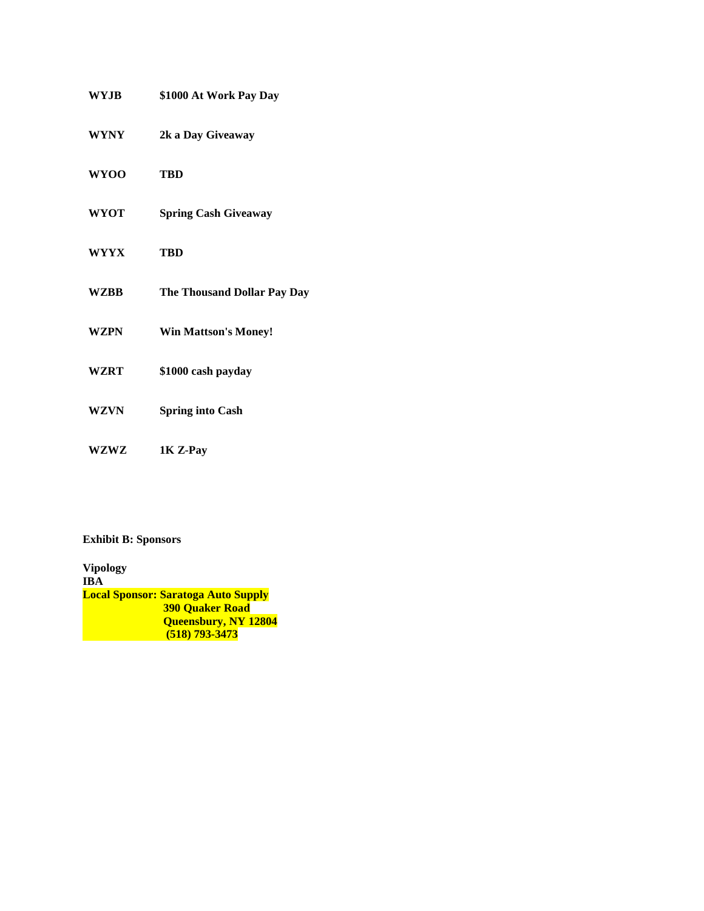| | |
|---|---|
| **WYJB** | **$1000 At Work Pay Day** |
| **WYNY** | **2k a Day Giveaway** |
| **WYOO** | **TBD** |
| **WYOT** | **Spring Cash Giveaway** |
| **WYYX** | **TBD** |
| **WZBB** | **The Thousand Dollar Pay Day** |
| **WZPN** | **Win Mattson's Money!** |
| **WZRT** | **$1000 cash payday** |
| **WZVN** | **Spring into Cash** |
| **WZWZ** | **1K Z-Pay** |

**Exhibit B: Sponsors**

**Vipology**
**IBA**
**Local Sponsor: Saratoga Auto Supply**
**390 Quaker Road**
**Queensbury, NY 12804**
**(518) 793-3473**